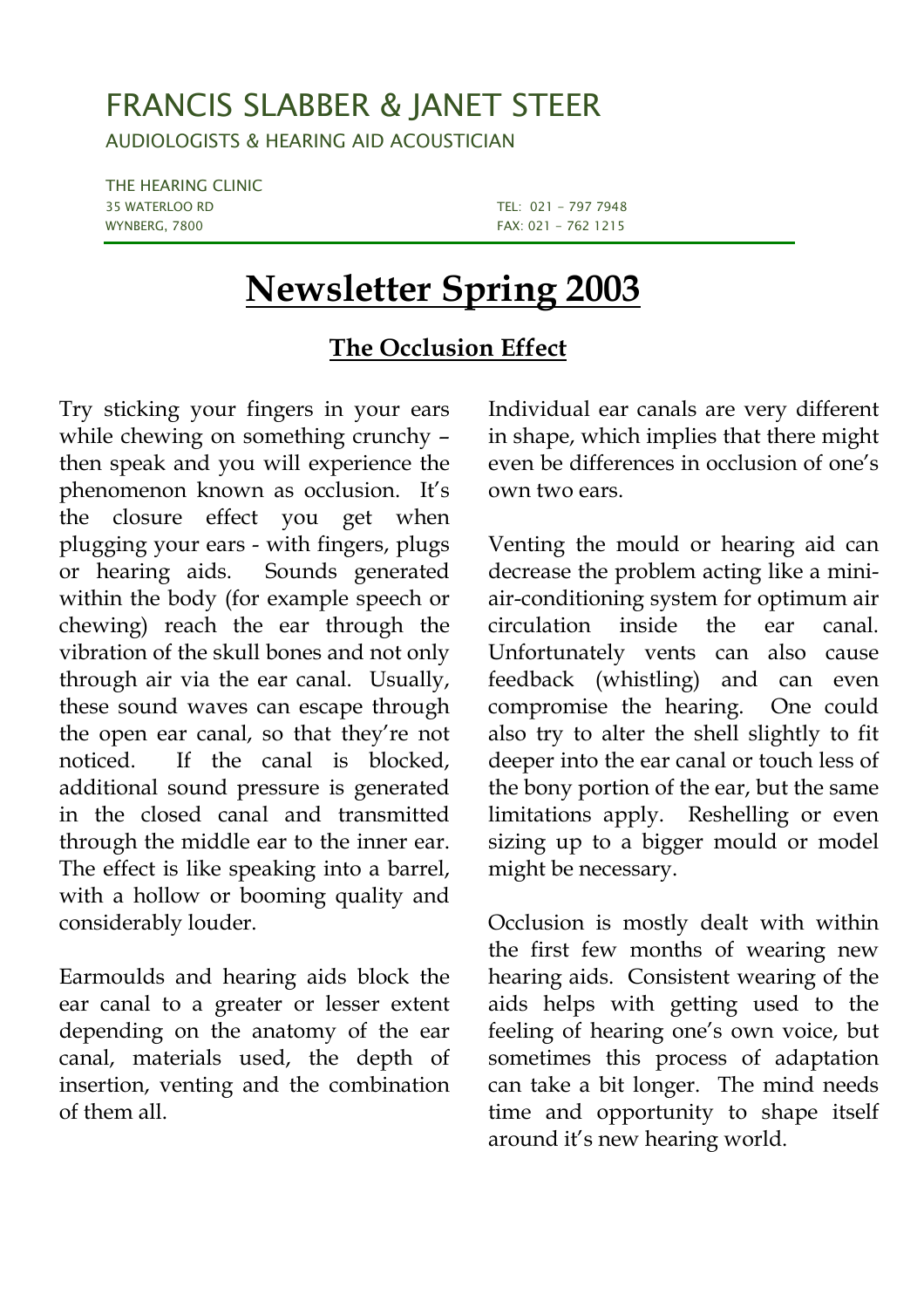# FRANCIS SLABBER & JANET STEER

AUDIOLOGISTS & HEARING AID ACOUSTICIAN

THE HEARING CLINIC
35 WATERLOO RD
WYNBERG, 7800

TEL: 021 – 797 7948
FAX: 021 – 762 1215

# Newsletter Spring 2003

## The Occlusion Effect

Try sticking your fingers in your ears while chewing on something crunchy – then speak and you will experience the phenomenon known as occlusion. It's the closure effect you get when plugging your ears - with fingers, plugs or hearing aids. Sounds generated within the body (for example speech or chewing) reach the ear through the vibration of the skull bones and not only through air via the ear canal. Usually, these sound waves can escape through the open ear canal, so that they're not noticed. If the canal is blocked, additional sound pressure is generated in the closed canal and transmitted through the middle ear to the inner ear. The effect is like speaking into a barrel, with a hollow or booming quality and considerably louder.

Earmoulds and hearing aids block the ear canal to a greater or lesser extent depending on the anatomy of the ear canal, materials used, the depth of insertion, venting and the combination of them all.

Individual ear canals are very different in shape, which implies that there might even be differences in occlusion of one's own two ears.

Venting the mould or hearing aid can decrease the problem acting like a mini-air-conditioning system for optimum air circulation inside the ear canal. Unfortunately vents can also cause feedback (whistling) and can even compromise the hearing. One could also try to alter the shell slightly to fit deeper into the ear canal or touch less of the bony portion of the ear, but the same limitations apply. Reshelling or even sizing up to a bigger mould or model might be necessary.

Occlusion is mostly dealt with within the first few months of wearing new hearing aids. Consistent wearing of the aids helps with getting used to the feeling of hearing one's own voice, but sometimes this process of adaptation can take a bit longer. The mind needs time and opportunity to shape itself around it's new hearing world.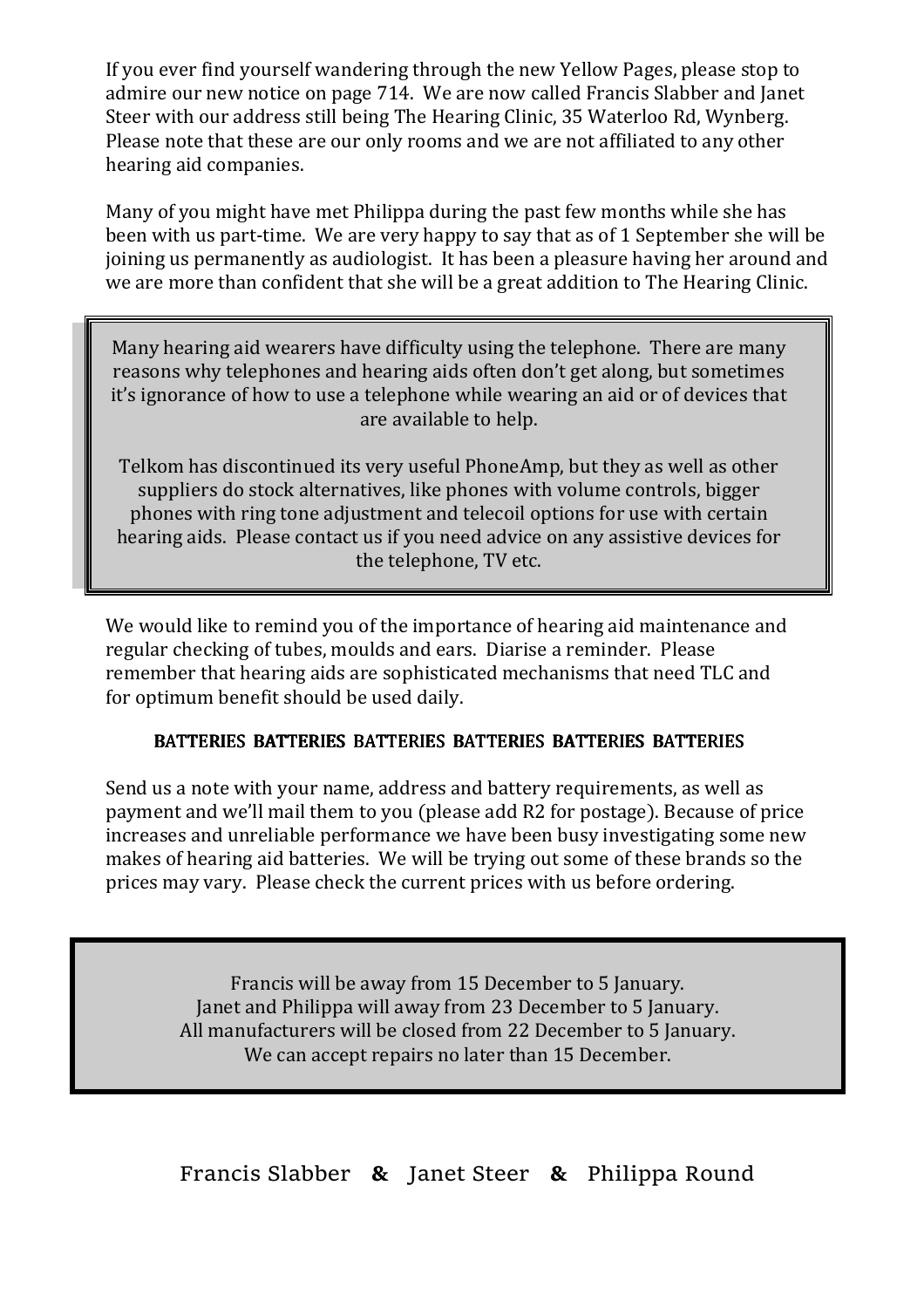If you ever find yourself wandering through the new Yellow Pages, please stop to admire our new notice on page 714. We are now called Francis Slabber and Janet Steer with our address still being The Hearing Clinic, 35 Waterloo Rd, Wynberg. Please note that these are our only rooms and we are not affiliated to any other hearing aid companies.

Many of you might have met Philippa during the past few months while she has been with us part-time. We are very happy to say that as of 1 September she will be joining us permanently as audiologist. It has been a pleasure having her around and we are more than confident that she will be a great addition to The Hearing Clinic.

Many hearing aid wearers have difficulty using the telephone. There are many reasons why telephones and hearing aids often don't get along, but sometimes it's ignorance of how to use a telephone while wearing an aid or of devices that are available to help.

Telkom has discontinued its very useful PhoneAmp, but they as well as other suppliers do stock alternatives, like phones with volume controls, bigger phones with ring tone adjustment and telecoil options for use with certain hearing aids. Please contact us if you need advice on any assistive devices for the telephone, TV etc.

We would like to remind you of the importance of hearing aid maintenance and regular checking of tubes, moulds and ears. Diarise a reminder. Please remember that hearing aids are sophisticated mechanisms that need TLC and for optimum benefit should be used daily.

**BATTERIES BATTERIES BATTERIES BATTERIES BATTERIES BATTERIES**

Send us a note with your name, address and battery requirements, as well as payment and we'll mail them to you (please add R2 for postage). Because of price increases and unreliable performance we have been busy investigating some new makes of hearing aid batteries. We will be trying out some of these brands so the prices may vary. Please check the current prices with us before ordering.

Francis will be away from 15 December to 5 January.
Janet and Philippa will away from 23 December to 5 January.
All manufacturers will be closed from 22 December to 5 January.
We can accept repairs no later than 15 December.

Francis Slabber **&** Janet Steer **&** Philippa Round